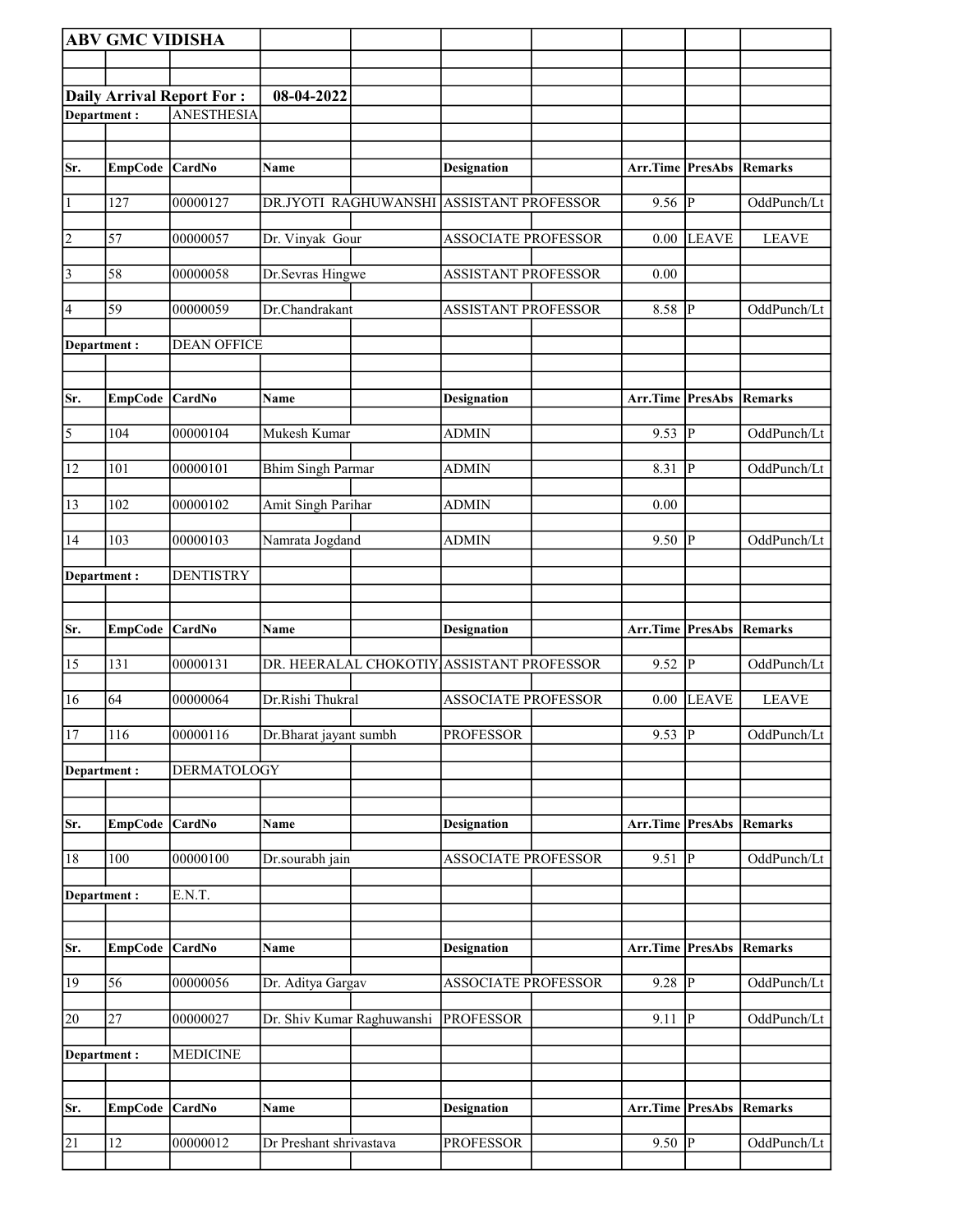**ABV GMC VIDISHA**

**Daily Arrival Report For : 08-04-2022**

**Department :** ANESTHESIA

| Sr. | EmpCode | CardNo | Name | Designation | Arr.Time | PresAbs | Remarks |
|---|---|---|---|---|---|---|---|
| 1 | 127 | 00000127 | DR.JYOTI RAGHUWANSHI | ASSISTANT PROFESSOR | 9.56 | P | OddPunch/Lt |
| 2 | 57 | 00000057 | Dr. Vinyak Gour | ASSOCIATE PROFESSOR | 0.00 | LEAVE | LEAVE |
| 3 | 58 | 00000058 | Dr.Sevras Hingwe | ASSISTANT PROFESSOR | 0.00 | | |
| 4 | 59 | 00000059 | Dr.Chandrakant | ASSISTANT PROFESSOR | 8.58 | P | OddPunch/Lt |

**Department :** DEAN OFFICE

| Sr. | EmpCode | CardNo | Name | Designation | Arr.Time | PresAbs | Remarks |
|---|---|---|---|---|---|---|---|
| 5 | 104 | 00000104 | Mukesh Kumar | ADMIN | 9.53 | P | OddPunch/Lt |
| 12 | 101 | 00000101 | Bhim Singh Parmar | ADMIN | 8.31 | P | OddPunch/Lt |
| 13 | 102 | 00000102 | Amit Singh Parihar | ADMIN | 0.00 | | |
| 14 | 103 | 00000103 | Namrata Jogdand | ADMIN | 9.50 | P | OddPunch/Lt |

**Department :** DENTISTRY

| Sr. | EmpCode | CardNo | Name | Designation | Arr.Time | PresAbs | Remarks |
|---|---|---|---|---|---|---|---|
| 15 | 131 | 00000131 | DR. HEERALAL CHOKOTIY | ASSISTANT PROFESSOR | 9.52 | P | OddPunch/Lt |
| 16 | 64 | 00000064 | Dr.Rishi Thukral | ASSOCIATE PROFESSOR | 0.00 | LEAVE | LEAVE |
| 17 | 116 | 00000116 | Dr.Bharat jayant sumbh | PROFESSOR | 9.53 | P | OddPunch/Lt |

**Department :** DERMATOLOGY

| Sr. | EmpCode | CardNo | Name | Designation | Arr.Time | PresAbs | Remarks |
|---|---|---|---|---|---|---|---|
| 18 | 100 | 00000100 | Dr.sourabh jain | ASSOCIATE PROFESSOR | 9.51 | P | OddPunch/Lt |

**Department :** E.N.T.

| Sr. | EmpCode | CardNo | Name | Designation | Arr.Time | PresAbs | Remarks |
|---|---|---|---|---|---|---|---|
| 19 | 56 | 00000056 | Dr. Aditya Gargav | ASSOCIATE PROFESSOR | 9.28 | P | OddPunch/Lt |
| 20 | 27 | 00000027 | Dr. Shiv Kumar Raghuwanshi | PROFESSOR | 9.11 | P | OddPunch/Lt |

**Department :** MEDICINE

| Sr. | EmpCode | CardNo | Name | Designation | Arr.Time | PresAbs | Remarks |
|---|---|---|---|---|---|---|---|
| 21 | 12 | 00000012 | Dr Preshant shrivastava | PROFESSOR | 9.50 | P | OddPunch/Lt |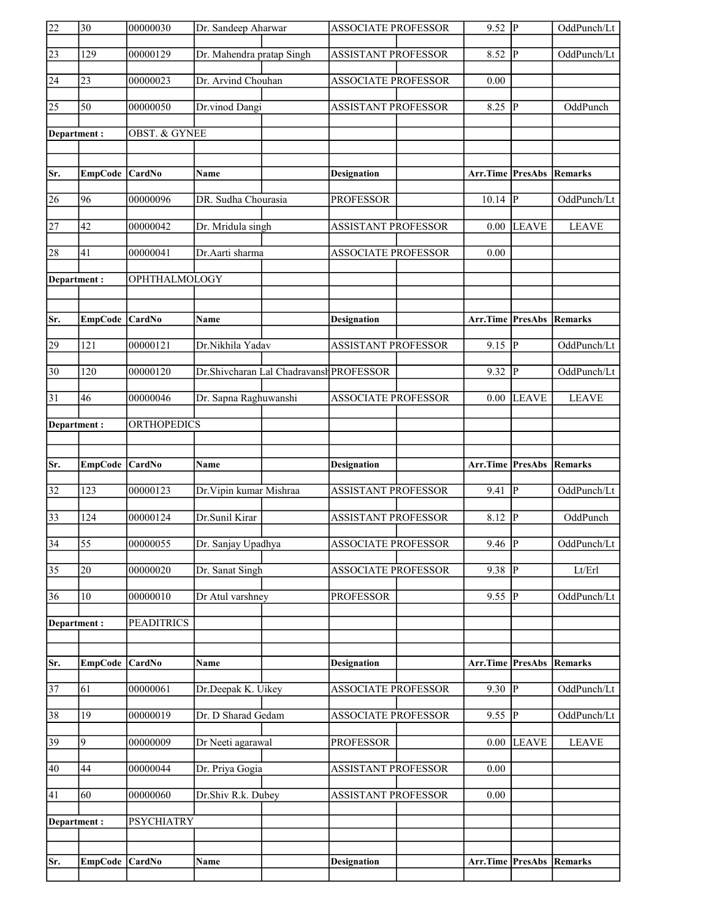| Sr. | EmpCode | CardNo | Name | Designation | Arr.Time | PresAbs | Remarks |
|---|---|---|---|---|---|---|---|
| 22 | 30 | 00000030 | Dr. Sandeep Aharwar | ASSOCIATE PROFESSOR | 9.52 | P | OddPunch/Lt |
| 23 | 129 | 00000129 | Dr. Mahendra pratap Singh | ASSISTANT PROFESSOR | 8.52 | P | OddPunch/Lt |
| 24 | 23 | 00000023 | Dr. Arvind Chouhan | ASSOCIATE PROFESSOR | 0.00 | | |
| 25 | 50 | 00000050 | Dr.vinod Dangi | ASSISTANT PROFESSOR | 8.25 | P | OddPunch |

**Department :** OBST. & GYNEE

| Sr. | EmpCode | CardNo | Name | Designation | Arr.Time | PresAbs | Remarks |
|---|---|---|---|---|---|---|---|
| 26 | 96 | 00000096 | DR. Sudha Chourasia | PROFESSOR | 10.14 | P | OddPunch/Lt |
| 27 | 42 | 00000042 | Dr. Mridula singh | ASSISTANT PROFESSOR | 0.00 | LEAVE | LEAVE |
| 28 | 41 | 00000041 | Dr.Aarti sharma | ASSOCIATE PROFESSOR | 0.00 | | |

**Department :** OPHTHALMOLOGY

| Sr. | EmpCode | CardNo | Name | Designation | Arr.Time | PresAbs | Remarks |
|---|---|---|---|---|---|---|---|
| 29 | 121 | 00000121 | Dr.Nikhila Yadav | ASSISTANT PROFESSOR | 9.15 | P | OddPunch/Lt |
| 30 | 120 | 00000120 | Dr.Shivcharan Lal Chadravansh | PROFESSOR | 9.32 | P | OddPunch/Lt |
| 31 | 46 | 00000046 | Dr. Sapna Raghuwanshi | ASSOCIATE PROFESSOR | 0.00 | LEAVE | LEAVE |

**Department :** ORTHOPEDICS

| Sr. | EmpCode | CardNo | Name | Designation | Arr.Time | PresAbs | Remarks |
|---|---|---|---|---|---|---|---|
| 32 | 123 | 00000123 | Dr.Vipin kumar Mishraa | ASSISTANT PROFESSOR | 9.41 | P | OddPunch/Lt |
| 33 | 124 | 00000124 | Dr.Sunil Kirar | ASSISTANT PROFESSOR | 8.12 | P | OddPunch |
| 34 | 55 | 00000055 | Dr. Sanjay Upadhya | ASSOCIATE PROFESSOR | 9.46 | P | OddPunch/Lt |
| 35 | 20 | 00000020 | Dr. Sanat Singh | ASSOCIATE PROFESSOR | 9.38 | P | Lt/Erl |
| 36 | 10 | 00000010 | Dr Atul varshney | PROFESSOR | 9.55 | P | OddPunch/Lt |

**Department :** PEADITRICS

| Sr. | EmpCode | CardNo | Name | Designation | Arr.Time | PresAbs | Remarks |
|---|---|---|---|---|---|---|---|
| 37 | 61 | 00000061 | Dr.Deepak K. Uikey | ASSOCIATE PROFESSOR | 9.30 | P | OddPunch/Lt |
| 38 | 19 | 00000019 | Dr. D Sharad Gedam | ASSOCIATE PROFESSOR | 9.55 | P | OddPunch/Lt |
| 39 | 9 | 00000009 | Dr Neeti agarawal | PROFESSOR | 0.00 | LEAVE | LEAVE |
| 40 | 44 | 00000044 | Dr. Priya Gogia | ASSISTANT PROFESSOR | 0.00 | | |
| 41 | 60 | 00000060 | Dr.Shiv R.k. Dubey | ASSISTANT PROFESSOR | 0.00 | | |

**Department :** PSYCHIATRY

| Sr. | EmpCode | CardNo | Name | Designation | Arr.Time | PresAbs | Remarks |
|---|---|---|---|---|---|---|---|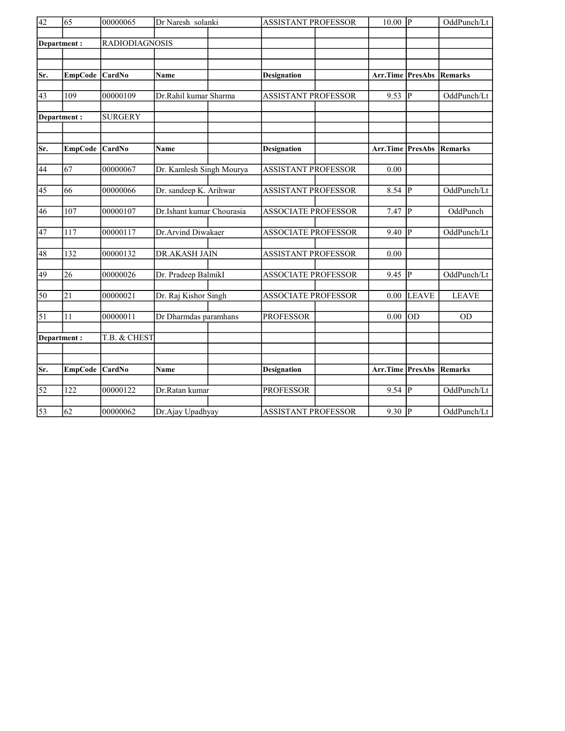| Sr. | EmpCode | CardNo | Name | Designation | Arr.Time | PresAbs | Remarks |
|---|---|---|---|---|---|---|---|
| 42 | 65 | 00000065 | Dr Naresh solanki | ASSISTANT PROFESSOR | 10.00 | P | OddPunch/Lt |

**Department :** RADIODIAGNOSIS

| Sr. | EmpCode | CardNo | Name | Designation | Arr.Time | PresAbs | Remarks |
|---|---|---|---|---|---|---|---|
| 43 | 109 | 00000109 | Dr.Rahil kumar Sharma | ASSISTANT PROFESSOR | 9.53 | P | OddPunch/Lt |

**Department :** SURGERY

| Sr. | EmpCode | CardNo | Name | Designation | Arr.Time | PresAbs | Remarks |
|---|---|---|---|---|---|---|---|
| 44 | 67 | 00000067 | Dr. Kamlesh Singh Mourya | ASSISTANT PROFESSOR | 0.00 | | |
| 45 | 66 | 00000066 | Dr. sandeep K. Arihwar | ASSISTANT PROFESSOR | 8.54 | P | OddPunch/Lt |
| 46 | 107 | 00000107 | Dr.Ishant kumar Chourasia | ASSOCIATE PROFESSOR | 7.47 | P | OddPunch |
| 47 | 117 | 00000117 | Dr.Arvind Diwakaer | ASSOCIATE PROFESSOR | 9.40 | P | OddPunch/Lt |
| 48 | 132 | 00000132 | DR.AKASH JAIN | ASSISTANT PROFESSOR | 0.00 | | |
| 49 | 26 | 00000026 | Dr. Pradeep BalmikI | ASSOCIATE PROFESSOR | 9.45 | P | OddPunch/Lt |
| 50 | 21 | 00000021 | Dr. Raj Kishor Singh | ASSOCIATE PROFESSOR | 0.00 | LEAVE | LEAVE |
| 51 | 11 | 00000011 | Dr Dharmdas paramhans | PROFESSOR | 0.00 | OD | OD |

**Department :** T.B. & CHEST

| Sr. | EmpCode | CardNo | Name | Designation | Arr.Time | PresAbs | Remarks |
|---|---|---|---|---|---|---|---|
| 52 | 122 | 00000122 | Dr.Ratan kumar | PROFESSOR | 9.54 | P | OddPunch/Lt |
| 53 | 62 | 00000062 | Dr.Ajay Upadhyay | ASSISTANT PROFESSOR | 9.30 | P | OddPunch/Lt |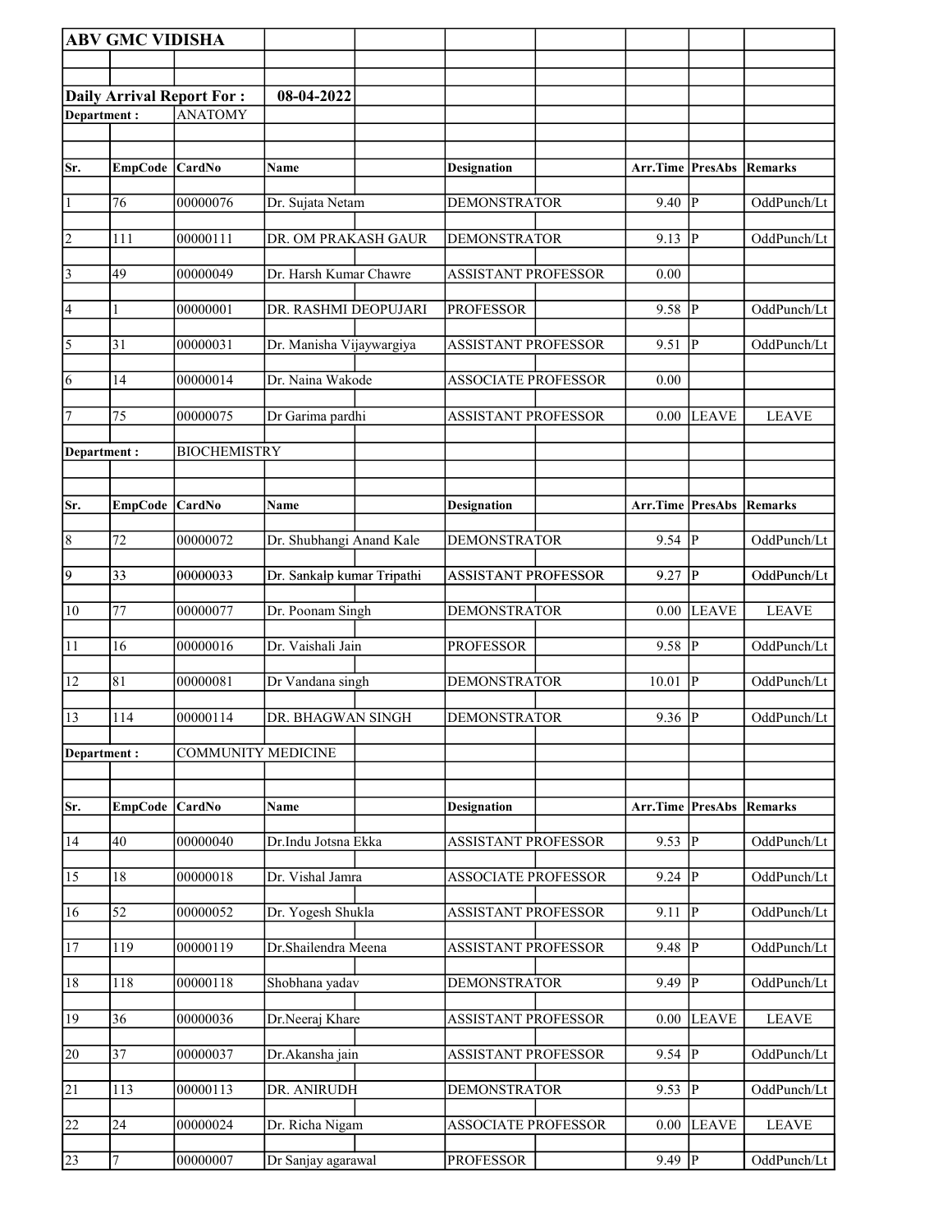**ABV GMC VIDISHA**

**Daily Arrival Report For :** **08-04-2022**

**Department :** ANATOMY

| Sr. | EmpCode | CardNo | Name | Designation | Arr.Time | PresAbs | Remarks |
|---|---|---|---|---|---|---|---|
| 1 | 76 | 00000076 | Dr. Sujata Netam | DEMONSTRATOR | 9.40 | P | OddPunch/Lt |
| 2 | 111 | 00000111 | DR. OM PRAKASH GAUR | DEMONSTRATOR | 9.13 | P | OddPunch/Lt |
| 3 | 49 | 00000049 | Dr. Harsh Kumar Chawre | ASSISTANT PROFESSOR | 0.00 | | |
| 4 | 1 | 00000001 | DR. RASHMI DEOPUJARI | PROFESSOR | 9.58 | P | OddPunch/Lt |
| 5 | 31 | 00000031 | Dr. Manisha Vijaywargiya | ASSISTANT PROFESSOR | 9.51 | P | OddPunch/Lt |
| 6 | 14 | 00000014 | Dr. Naina Wakode | ASSOCIATE PROFESSOR | 0.00 | | |
| 7 | 75 | 00000075 | Dr Garima pardhi | ASSISTANT PROFESSOR | 0.00 | LEAVE | LEAVE |

**Department :** BIOCHEMISTRY

| Sr. | EmpCode | CardNo | Name | Designation | Arr.Time | PresAbs | Remarks |
|---|---|---|---|---|---|---|---|
| 8 | 72 | 00000072 | Dr. Shubhangi Anand Kale | DEMONSTRATOR | 9.54 | P | OddPunch/Lt |
| 9 | 33 | 00000033 | Dr. Sankalp kumar Tripathi | ASSISTANT PROFESSOR | 9.27 | P | OddPunch/Lt |
| 10 | 77 | 00000077 | Dr. Poonam Singh | DEMONSTRATOR | 0.00 | LEAVE | LEAVE |
| 11 | 16 | 00000016 | Dr. Vaishali Jain | PROFESSOR | 9.58 | P | OddPunch/Lt |
| 12 | 81 | 00000081 | Dr Vandana singh | DEMONSTRATOR | 10.01 | P | OddPunch/Lt |
| 13 | 114 | 00000114 | DR. BHAGWAN SINGH | DEMONSTRATOR | 9.36 | P | OddPunch/Lt |

**Department :** COMMUNITY MEDICINE

| Sr. | EmpCode | CardNo | Name | Designation | Arr.Time | PresAbs | Remarks |
|---|---|---|---|---|---|---|---|
| 14 | 40 | 00000040 | Dr.Indu Jotsna Ekka | ASSISTANT PROFESSOR | 9.53 | P | OddPunch/Lt |
| 15 | 18 | 00000018 | Dr. Vishal Jamra | ASSOCIATE PROFESSOR | 9.24 | P | OddPunch/Lt |
| 16 | 52 | 00000052 | Dr. Yogesh Shukla | ASSISTANT PROFESSOR | 9.11 | P | OddPunch/Lt |
| 17 | 119 | 00000119 | Dr.Shailendra Meena | ASSISTANT PROFESSOR | 9.48 | P | OddPunch/Lt |
| 18 | 118 | 00000118 | Shobhana yadav | DEMONSTRATOR | 9.49 | P | OddPunch/Lt |
| 19 | 36 | 00000036 | Dr.Neeraj Khare | ASSISTANT PROFESSOR | 0.00 | LEAVE | LEAVE |
| 20 | 37 | 00000037 | Dr.Akansha jain | ASSISTANT PROFESSOR | 9.54 | P | OddPunch/Lt |
| 21 | 113 | 00000113 | DR. ANIRUDH | DEMONSTRATOR | 9.53 | P | OddPunch/Lt |
| 22 | 24 | 00000024 | Dr. Richa Nigam | ASSOCIATE PROFESSOR | 0.00 | LEAVE | LEAVE |
| 23 | 7 | 00000007 | Dr Sanjay agarawal | PROFESSOR | 9.49 | P | OddPunch/Lt |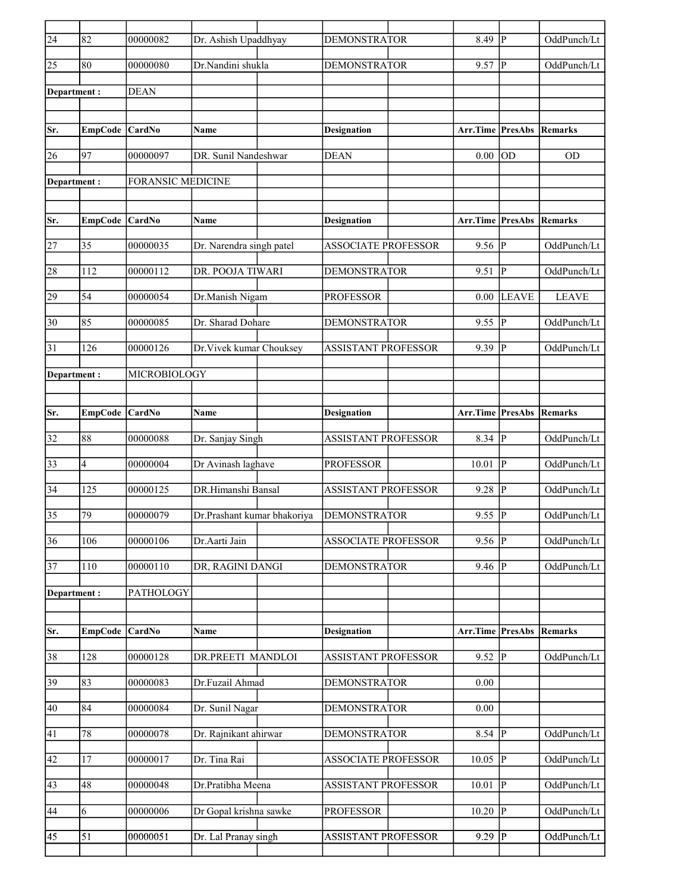| Sr. | EmpCode | CardNo | Name | Designation | Arr.Time | PresAbs | Remarks |
|---|---|---|---|---|---|---|---|
| 24 | 82 | 00000082 | Dr. Ashish Upaddhyay | DEMONSTRATOR | 8.49 | P | OddPunch/Lt |
| 25 | 80 | 00000080 | Dr.Nandini shukla | DEMONSTRATOR | 9.57 | P | OddPunch/Lt |

**Department :** DEAN

| Sr. | EmpCode | CardNo | Name | Designation | Arr.Time | PresAbs | Remarks |
|---|---|---|---|---|---|---|---|
| 26 | 97 | 00000097 | DR. Sunil Nandeshwar | DEAN | 0.00 | OD | OD |

**Department :** FORANSIC MEDICINE

| Sr. | EmpCode | CardNo | Name | Designation | Arr.Time | PresAbs | Remarks |
|---|---|---|---|---|---|---|---|
| 27 | 35 | 00000035 | Dr. Narendra singh patel | ASSOCIATE PROFESSOR | 9.56 | P | OddPunch/Lt |
| 28 | 112 | 00000112 | DR. POOJA TIWARI | DEMONSTRATOR | 9.51 | P | OddPunch/Lt |
| 29 | 54 | 00000054 | Dr.Manish Nigam | PROFESSOR | 0.00 | LEAVE | LEAVE |
| 30 | 85 | 00000085 | Dr. Sharad Dohare | DEMONSTRATOR | 9.55 | P | OddPunch/Lt |
| 31 | 126 | 00000126 | Dr.Vivek kumar Chouksey | ASSISTANT PROFESSOR | 9.39 | P | OddPunch/Lt |

**Department :** MICROBIOLOGY

| Sr. | EmpCode | CardNo | Name | Designation | Arr.Time | PresAbs | Remarks |
|---|---|---|---|---|---|---|---|
| 32 | 88 | 00000088 | Dr. Sanjay Singh | ASSISTANT PROFESSOR | 8.34 | P | OddPunch/Lt |
| 33 | 4 | 00000004 | Dr Avinash laghave | PROFESSOR | 10.01 | P | OddPunch/Lt |
| 34 | 125 | 00000125 | DR.Himanshi Bansal | ASSISTANT PROFESSOR | 9.28 | P | OddPunch/Lt |
| 35 | 79 | 00000079 | Dr.Prashant kumar bhakoriya | DEMONSTRATOR | 9.55 | P | OddPunch/Lt |
| 36 | 106 | 00000106 | Dr.Aarti Jain | ASSOCIATE PROFESSOR | 9.56 | P | OddPunch/Lt |
| 37 | 110 | 00000110 | DR, RAGINI DANGI | DEMONSTRATOR | 9.46 | P | OddPunch/Lt |

**Department :** PATHOLOGY

| Sr. | EmpCode | CardNo | Name | Designation | Arr.Time | PresAbs | Remarks |
|---|---|---|---|---|---|---|---|
| 38 | 128 | 00000128 | DR.PREETI MANDLOI | ASSISTANT PROFESSOR | 9.52 | P | OddPunch/Lt |
| 39 | 83 | 00000083 | Dr.Fuzail Ahmad | DEMONSTRATOR | 0.00 | | |
| 40 | 84 | 00000084 | Dr. Sunil Nagar | DEMONSTRATOR | 0.00 | | |
| 41 | 78 | 00000078 | Dr. Rajnikant ahirwar | DEMONSTRATOR | 8.54 | P | OddPunch/Lt |
| 42 | 17 | 00000017 | Dr. Tina Rai | ASSOCIATE PROFESSOR | 10.05 | P | OddPunch/Lt |
| 43 | 48 | 00000048 | Dr.Pratibha Meena | ASSISTANT PROFESSOR | 10.01 | P | OddPunch/Lt |
| 44 | 6 | 00000006 | Dr Gopal krishna sawke | PROFESSOR | 10.20 | P | OddPunch/Lt |
| 45 | 51 | 00000051 | Dr. Lal Pranay singh | ASSISTANT PROFESSOR | 9.29 | P | OddPunch/Lt |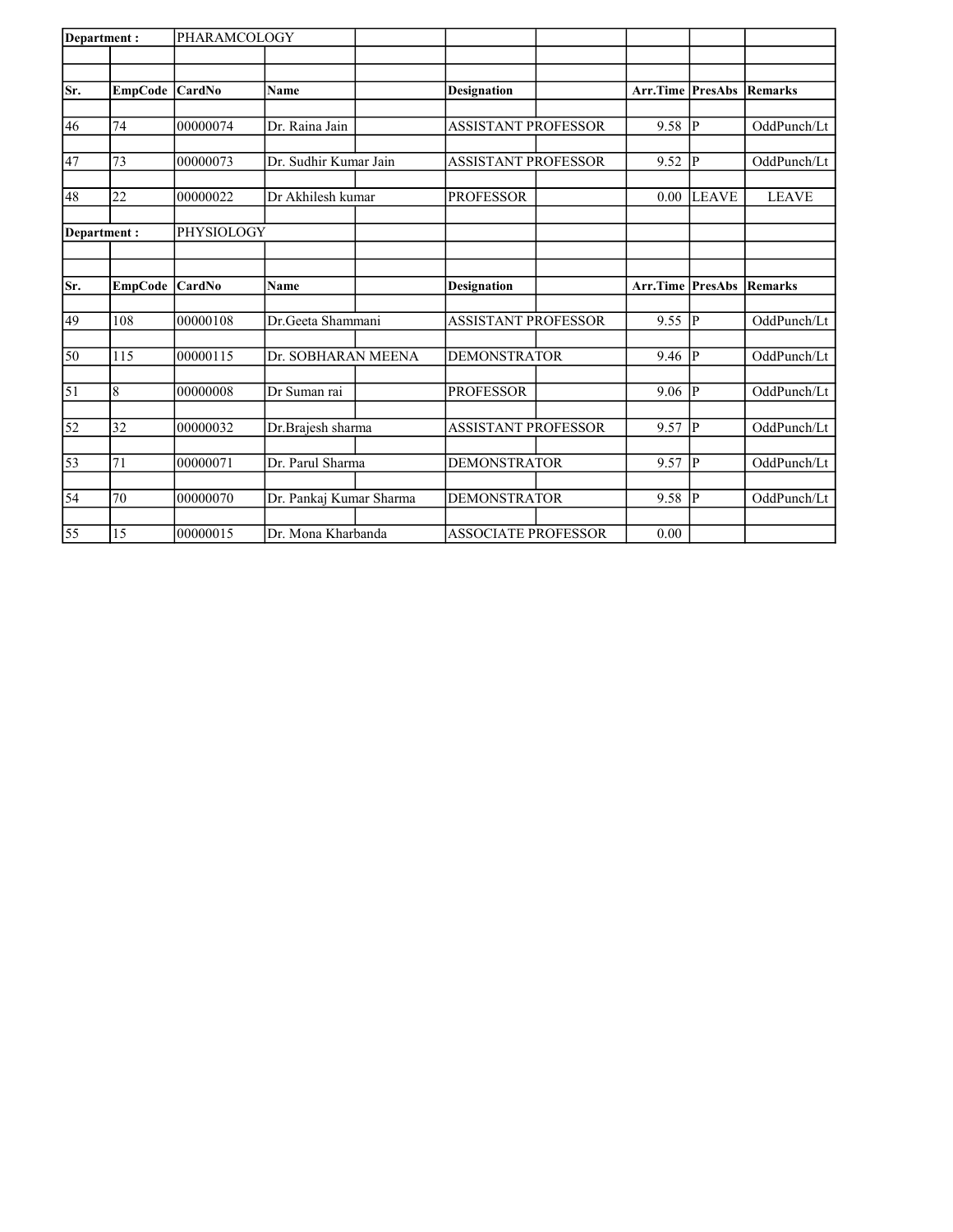| Department : | | PHARAMCOLOGY | | | | |
|---|---|---|---|---|---|---|
| Sr. | EmpCode | CardNo | Name | Designation | Arr.Time | PresAbs | Remarks |
| 46 | 74 | 00000074 | Dr. Raina Jain | ASSISTANT PROFESSOR | 9.58 | P | OddPunch/Lt |
| 47 | 73 | 00000073 | Dr. Sudhir Kumar Jain | ASSISTANT PROFESSOR | 9.52 | P | OddPunch/Lt |
| 48 | 22 | 00000022 | Dr Akhilesh kumar | PROFESSOR | 0.00 | LEAVE | LEAVE |

| Department : | | PHYSIOLOGY | | | | | |
|---|---|---|---|---|---|---|---|
| Sr. | EmpCode | CardNo | Name | Designation | Arr.Time | PresAbs | Remarks |
| 49 | 108 | 00000108 | Dr.Geeta Shammani | ASSISTANT PROFESSOR | 9.55 | P | OddPunch/Lt |
| 50 | 115 | 00000115 | Dr. SOBHARAN MEENA | DEMONSTRATOR | 9.46 | P | OddPunch/Lt |
| 51 | 8 | 00000008 | Dr Suman rai | PROFESSOR | 9.06 | P | OddPunch/Lt |
| 52 | 32 | 00000032 | Dr.Brajesh sharma | ASSISTANT PROFESSOR | 9.57 | P | OddPunch/Lt |
| 53 | 71 | 00000071 | Dr. Parul Sharma | DEMONSTRATOR | 9.57 | P | OddPunch/Lt |
| 54 | 70 | 00000070 | Dr. Pankaj Kumar Sharma | DEMONSTRATOR | 9.58 | P | OddPunch/Lt |
| 55 | 15 | 00000015 | Dr. Mona Kharbanda | ASSOCIATE PROFESSOR | 0.00 | | |